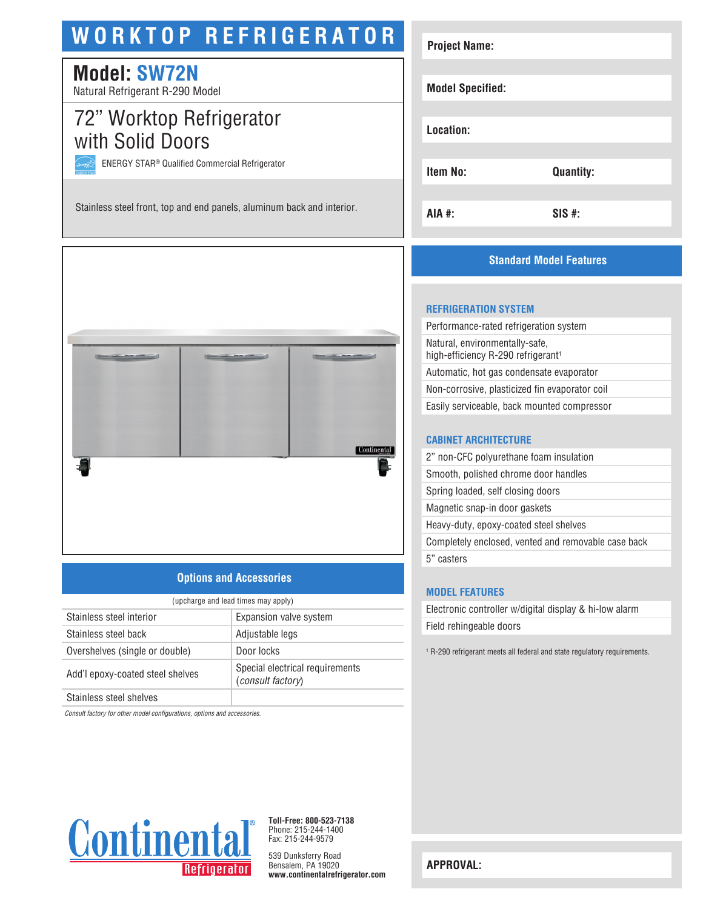# WORKTOP REFRIGERATOR

## Model: SW72N

Natural Refrigerant R-290 Model

## 72" Worktop Refrigerator with Solid Doors

ENERGY STAR® Qualified Commercial Refrigerator

Stainless steel front, top and end panels, aluminum back and interior.

| Project Name: | |
|---|---|
| Model Specified: | |
| Location: | |
| Item No: | Quantity: |
| AIA #: | SIS #: |

## Options and Accessories

(upcharge and lead times may apply)

| | |
|---|---|
| Stainless steel interior | Expansion valve system |
| Stainless steel back | Adjustable legs |
| Overshelves (single or double) | Door locks |
| Add'l epoxy-coated steel shelves | Special electrical requirements (*consult factory*) |
| Stainless steel shelves | |

*Consult factory for other model configurations, options and accessories.*

## Standard Model Features

### REFRIGERATION SYSTEM

- Performance-rated refrigeration system
- Natural, environmentally-safe, high-efficiency R-290 refrigerant[1]
- Automatic, hot gas condensate evaporator
- Non-corrosive, plasticized fin evaporator coil
- Easily serviceable, back mounted compressor

### CABINET ARCHITECTURE

- 2" non-CFC polyurethane foam insulation
- Smooth, polished chrome door handles
- Spring loaded, self closing doors
- Magnetic snap-in door gaskets
- Heavy-duty, epoxy-coated steel shelves
- Completely enclosed, vented and removable case back
- 5" casters

### MODEL FEATURES

- Electronic controller w/digital display & hi-low alarm
- Field rehingeable doors

[1] R-290 refrigerant meets all federal and state regulatory requirements.

**APPROVAL:**

**Toll-Free: 800-523-7138**
Phone: 215-244-1400
Fax: 215-244-9579

539 Dunksferry Road
Bensalem, PA 19020
**www.continentalrefrigerator.com**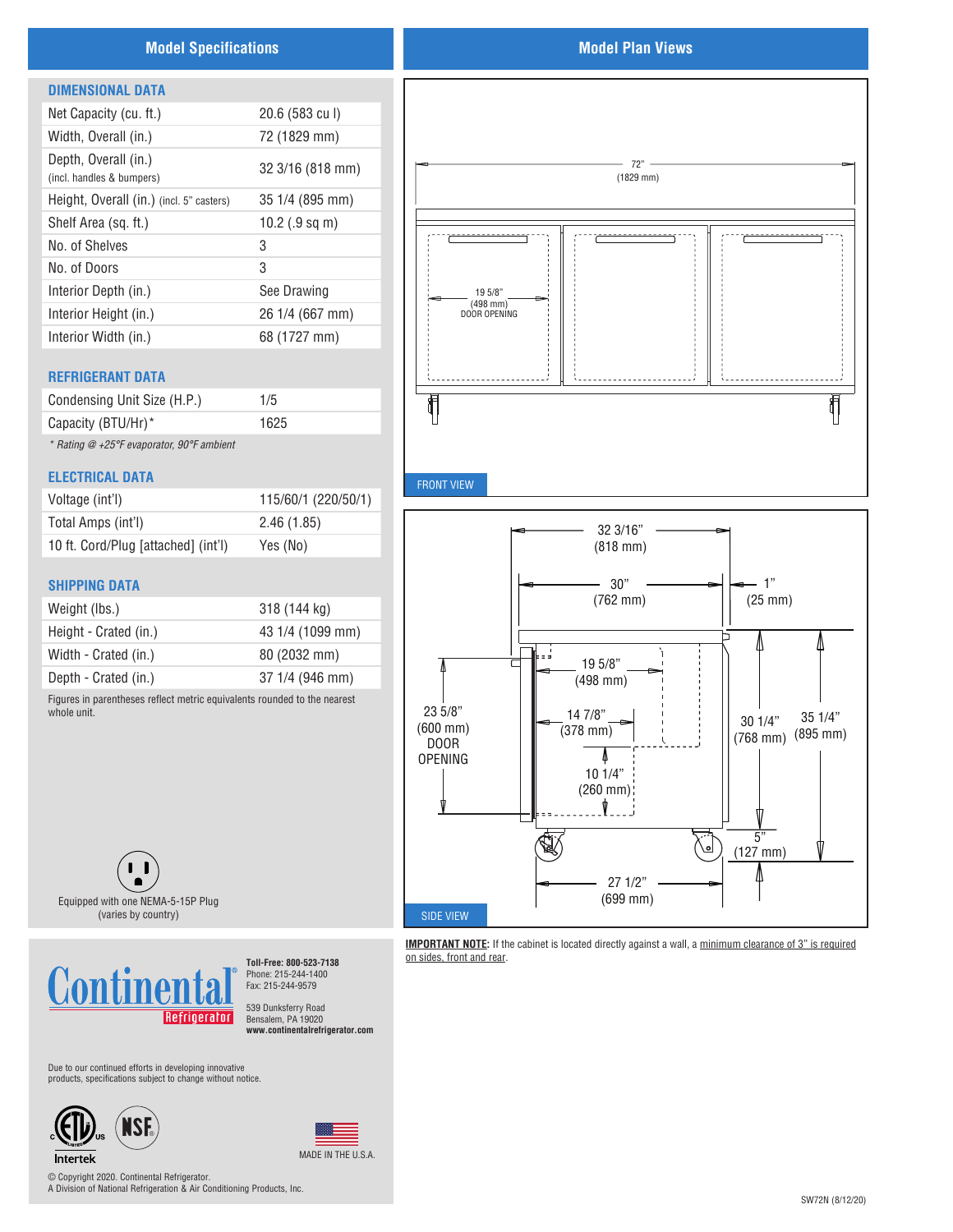## Model Specifications

### DIMENSIONAL DATA

| | |
|---|---|
| Net Capacity (cu. ft.) | 20.6 (583 cu l) |
| Width, Overall (in.) | 72 (1829 mm) |
| Depth, Overall (in.) (incl. handles & bumpers) | 32 3/16 (818 mm) |
| Height, Overall (in.) (incl. 5" casters) | 35 1/4 (895 mm) |
| Shelf Area (sq. ft.) | 10.2 (.9 sq m) |
| No. of Shelves | 3 |
| No. of Doors | 3 |
| Interior Depth (in.) | See Drawing |
| Interior Height (in.) | 26 1/4 (667 mm) |
| Interior Width (in.) | 68 (1727 mm) |

### REFRIGERANT DATA

| | |
|---|---|
| Condensing Unit Size (H.P.) | 1/5 |
| Capacity (BTU/Hr)* | 1625 |

*\* Rating @ +25°F evaporator, 90°F ambient*

### ELECTRICAL DATA

| | |
|---|---|
| Voltage (int'l) | 115/60/1 (220/50/1) |
| Total Amps (int'l) | 2.46 (1.85) |
| 10 ft. Cord/Plug [attached] (int'l) | Yes (No) |

### SHIPPING DATA

| | |
|---|---|
| Weight (lbs.) | 318 (144 kg) |
| Height - Crated (in.) | 43 1/4 (1099 mm) |
| Width - Crated (in.) | 80 (2032 mm) |
| Depth - Crated (in.) | 37 1/4 (946 mm) |

Figures in parentheses reflect metric equivalents rounded to the nearest whole unit.

Equipped with one NEMA-5-15P Plug (varies by country)

## Model Plan Views

FRONT VIEW

72" (1829 mm)

19 5/8" (498 mm) DOOR OPENING

SIDE VIEW

32 3/16" (818 mm)

30" (762 mm)

1" (25 mm)

19 5/8" (498 mm)

23 5/8" (600 mm) DOOR OPENING

14 7/8" (378 mm)

10 1/4" (260 mm)

30 1/4" (768 mm)

35 1/4" (895 mm)

5" (127 mm)

27 1/2" (699 mm)

**IMPORTANT NOTE:** If the cabinet is located directly against a wall, a minimum clearance of 3" is required on sides, front and rear.

**Continental Refrigerator**

**Toll-Free: 800-523-7138**
Phone: 215-244-1400
Fax: 215-244-9579

539 Dunksferry Road
Bensalem, PA 19020
**www.continentalrefrigerator.com**

Due to our continued efforts in developing innovative products, specifications subject to change without notice.

Intertek

MADE IN THE U.S.A.

© Copyright 2020. Continental Refrigerator.
A Division of National Refrigeration & Air Conditioning Products, Inc.

SW72N (8/12/20)